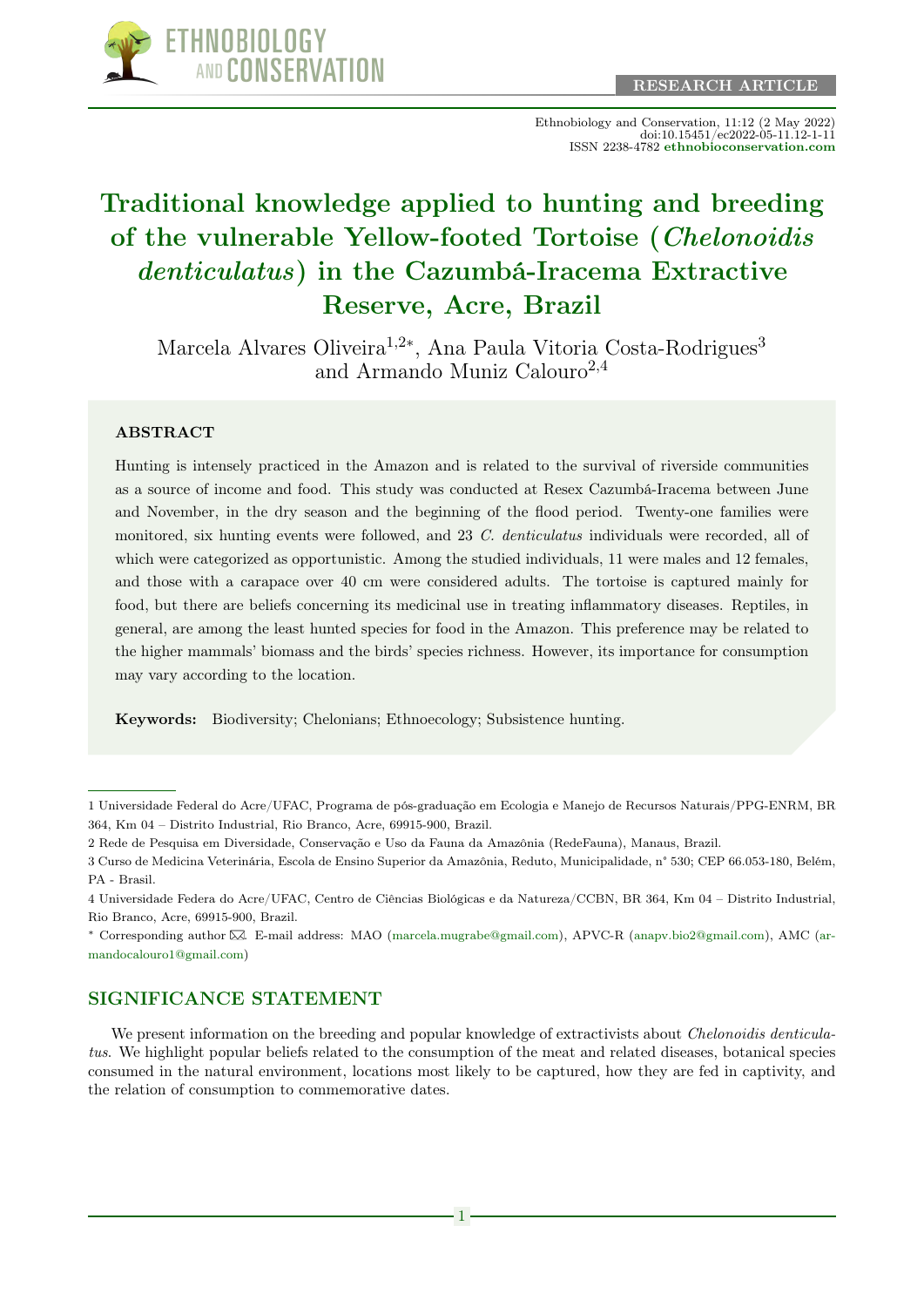RESEARCH ARTICLE

# Traditional knowledge applied to hunting and breeding of the vulnerable Yellow-footed Tortoise (*Chelonoidis denticulatus*) in the Cazumbá-Iracema Extractive Reserve, Acre, Brazil

Marcela Alvares Oliveira[1,2*], Ana Paula Vitoria Costa-Rodrigues[3] and Armando Muniz Calouro[2,4]

## ABSTRACT

Hunting is intensely practiced in the Amazon and is related to the survival of riverside communities as a source of income and food. This study was conducted at Resex Cazumbá-Iracema between June and November, in the dry season and the beginning of the flood period. Twenty-one families were monitored, six hunting events were followed, and 23 *C. denticulatus* individuals were recorded, all of which were categorized as opportunistic. Among the studied individuals, 11 were males and 12 females, and those with a carapace over 40 cm were considered adults. The tortoise is captured mainly for food, but there are beliefs concerning its medicinal use in treating inflammatory diseases. Reptiles, in general, are among the least hunted species for food in the Amazon. This preference may be related to the higher mammals' biomass and the birds' species richness. However, its importance for consumption may vary according to the location.

**Keywords:** Biodiversity; Chelonians; Ethnoecology; Subsistence hunting.

---

1 Universidade Federal do Acre/UFAC, Programa de pós-graduação em Ecologia e Manejo de Recursos Naturais/PPG-ENRM, BR 364, Km 04 – Distrito Industrial, Rio Branco, Acre, 69915-900, Brazil.

2 Rede de Pesquisa em Diversidade, Conservação e Uso da Fauna da Amazônia (RedeFauna), Manaus, Brazil.

3 Curso de Medicina Veterinária, Escola de Ensino Superior da Amazônia, Reduto, Municipalidade, n° 530; CEP 66.053-180, Belém, PA - Brasil.

4 Universidade Federa do Acre/UFAC, Centro de Ciências Biológicas e da Natureza/CCBN, BR 364, Km 04 – Distrito Industrial, Rio Branco, Acre, 69915-900, Brazil.

* Corresponding author ✉. E-mail address: MAO (marcela.mugrabe@gmail.com), APVC-R (anapv.bio2@gmail.com), AMC (armandocalouro1@gmail.com)

## SIGNIFICANCE STATEMENT

We present information on the breeding and popular knowledge of extractivists about *Chelonoidis denticulatus*. We highlight popular beliefs related to the consumption of the meat and related diseases, botanical species consumed in the natural environment, locations most likely to be captured, how they are fed in captivity, and the relation of consumption to commemorative dates.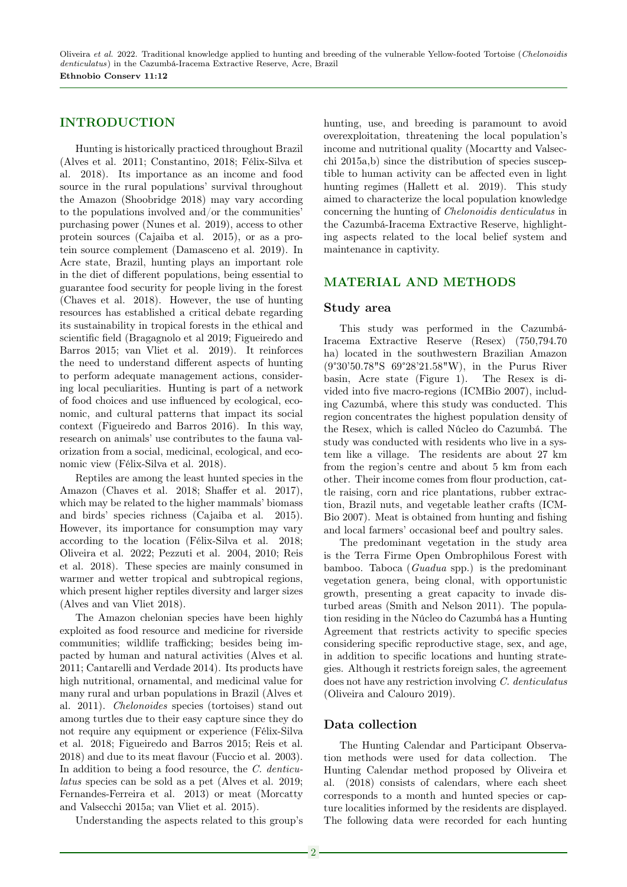## INTRODUCTION

Hunting is historically practiced throughout Brazil (Alves et al. 2011; Constantino, 2018; Félix-Silva et al. 2018). Its importance as an income and food source in the rural populations' survival throughout the Amazon (Shoobridge 2018) may vary according to the populations involved and/or the communities' purchasing power (Nunes et al. 2019), access to other protein sources (Cajaiba et al. 2015), or as a protein source complement (Damasceno et al. 2019). In Acre state, Brazil, hunting plays an important role in the diet of different populations, being essential to guarantee food security for people living in the forest (Chaves et al. 2018). However, the use of hunting resources has established a critical debate regarding its sustainability in tropical forests in the ethical and scientific field (Bragagnolo et al 2019; Figueiredo and Barros 2015; van Vliet et al. 2019). It reinforces the need to understand different aspects of hunting to perform adequate management actions, considering local peculiarities. Hunting is part of a network of food choices and use influenced by ecological, economic, and cultural patterns that impact its social context (Figueiredo and Barros 2016). In this way, research on animals' use contributes to the fauna valorization from a social, medicinal, ecological, and economic view (Félix-Silva et al. 2018).

Reptiles are among the least hunted species in the Amazon (Chaves et al. 2018; Shaffer et al. 2017), which may be related to the higher mammals' biomass and birds' species richness (Cajaiba et al. 2015). However, its importance for consumption may vary according to the location (Félix-Silva et al. 2018; Oliveira et al. 2022; Pezzuti et al. 2004, 2010; Reis et al. 2018). These species are mainly consumed in warmer and wetter tropical and subtropical regions, which present higher reptiles diversity and larger sizes (Alves and van Vliet 2018).

The Amazon chelonian species have been highly exploited as food resource and medicine for riverside communities; wildlife trafficking; besides being impacted by human and natural activities (Alves et al. 2011; Cantarelli and Verdade 2014). Its products have high nutritional, ornamental, and medicinal value for many rural and urban populations in Brazil (Alves et al. 2011). *Chelonoides* species (tortoises) stand out among turtles due to their easy capture since they do not require any equipment or experience (Félix-Silva et al. 2018; Figueiredo and Barros 2015; Reis et al. 2018) and due to its meat flavour (Fuccio et al. 2003). In addition to being a food resource, the *C. denticulatus* species can be sold as a pet (Alves et al. 2019; Fernandes-Ferreira et al. 2013) or meat (Morcatty and Valsecchi 2015a; van Vliet et al. 2015).

Understanding the aspects related to this group's hunting, use, and breeding is paramount to avoid overexploitation, threatening the local population's income and nutritional quality (Mocartty and Valsecchi 2015a,b) since the distribution of species susceptible to human activity can be affected even in light hunting regimes (Hallett et al. 2019). This study aimed to characterize the local population knowledge concerning the hunting of *Chelonoidis denticulatus* in the Cazumbá-Iracema Extractive Reserve, highlighting aspects related to the local belief system and maintenance in captivity.

## MATERIAL AND METHODS

### Study area

This study was performed in the Cazumbá-Iracema Extractive Reserve (Resex) (750,794.70 ha) located in the southwestern Brazilian Amazon (9°30'50.78"S 69°28'21.58"W), in the Purus River basin, Acre state (Figure 1). The Resex is divided into five macro-regions (ICMBio 2007), including Cazumbá, where this study was conducted. This region concentrates the highest population density of the Resex, which is called Núcleo do Cazumbá. The study was conducted with residents who live in a system like a village. The residents are about 27 km from the region's centre and about 5 km from each other. Their income comes from flour production, cattle raising, corn and rice plantations, rubber extraction, Brazil nuts, and vegetable leather crafts (ICMBio 2007). Meat is obtained from hunting and fishing and local farmers' occasional beef and poultry sales.

The predominant vegetation in the study area is the Terra Firme Open Ombrophilous Forest with bamboo. Taboca (*Guadua* spp.) is the predominant vegetation genera, being clonal, with opportunistic growth, presenting a great capacity to invade disturbed areas (Smith and Nelson 2011). The population residing in the Núcleo do Cazumbá has a Hunting Agreement that restricts activity to specific species considering specific reproductive stage, sex, and age, in addition to specific locations and hunting strategies. Although it restricts foreign sales, the agreement does not have any restriction involving *C. denticulatus* (Oliveira and Calouro 2019).

### Data collection

The Hunting Calendar and Participant Observation methods were used for data collection. The Hunting Calendar method proposed by Oliveira et al. (2018) consists of calendars, where each sheet corresponds to a month and hunted species or capture localities informed by the residents are displayed. The following data were recorded for each hunting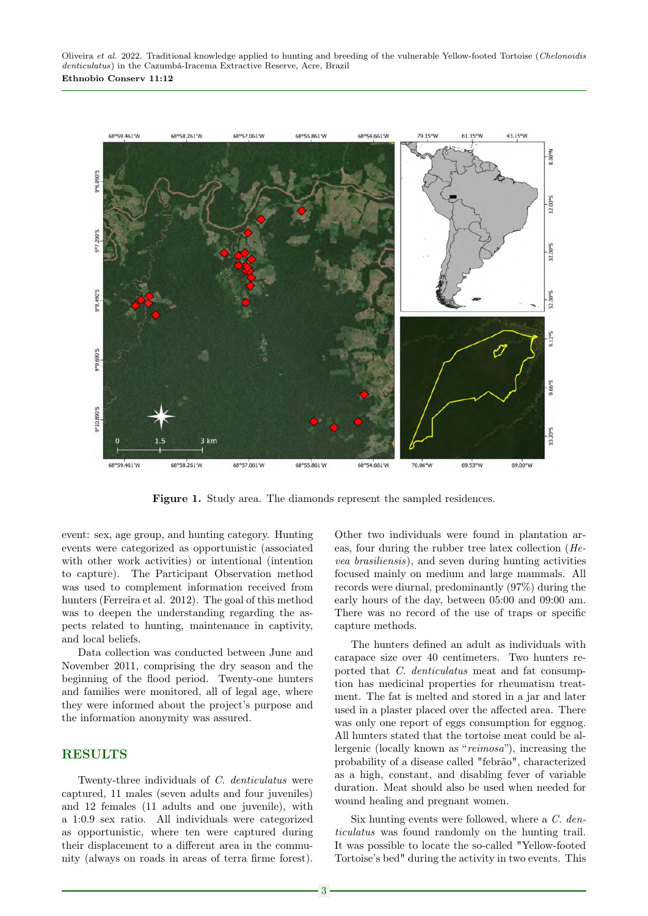**Figure 1.** Study area. The diamonds represent the sampled residences.

event: sex, age group, and hunting category. Hunting events were categorized as opportunistic (associated with other work activities) or intentional (intention to capture). The Participant Observation method was used to complement information received from hunters (Ferreira et al. 2012). The goal of this method was to deepen the understanding regarding the aspects related to hunting, maintenance in captivity, and local beliefs.

Data collection was conducted between June and November 2011, comprising the dry season and the beginning of the flood period. Twenty-one hunters and families were monitored, all of legal age, where they were informed about the project's purpose and the information anonymity was assured.

## RESULTS

Twenty-three individuals of *C. denticulatus* were captured, 11 males (seven adults and four juveniles) and 12 females (11 adults and one juvenile), with a 1:0.9 sex ratio. All individuals were categorized as opportunistic, where ten were captured during their displacement to a different area in the community (always on roads in areas of terra firme forest). Other two individuals were found in plantation areas, four during the rubber tree latex collection (*Hevea brasiliensis*), and seven during hunting activities focused mainly on medium and large mammals. All records were diurnal, predominantly (97%) during the early hours of the day, between 05:00 and 09:00 am. There was no record of the use of traps or specific capture methods.

The hunters defined an adult as individuals with carapace size over 40 centimeters. Two hunters reported that *C. denticulatus* meat and fat consumption has medicinal properties for rheumatism treatment. The fat is melted and stored in a jar and later used in a plaster placed over the affected area. There was only one report of eggs consumption for eggnog. All hunters stated that the tortoise meat could be allergenic (locally known as "*reimosa*"), increasing the probability of a disease called "febrão", characterized as a high, constant, and disabling fever of variable duration. Meat should also be used when needed for wound healing and pregnant women.

Six hunting events were followed, where a *C. denticulatus* was found randomly on the hunting trail. It was possible to locate the so-called "Yellow-footed Tortoise's bed" during the activity in two events. This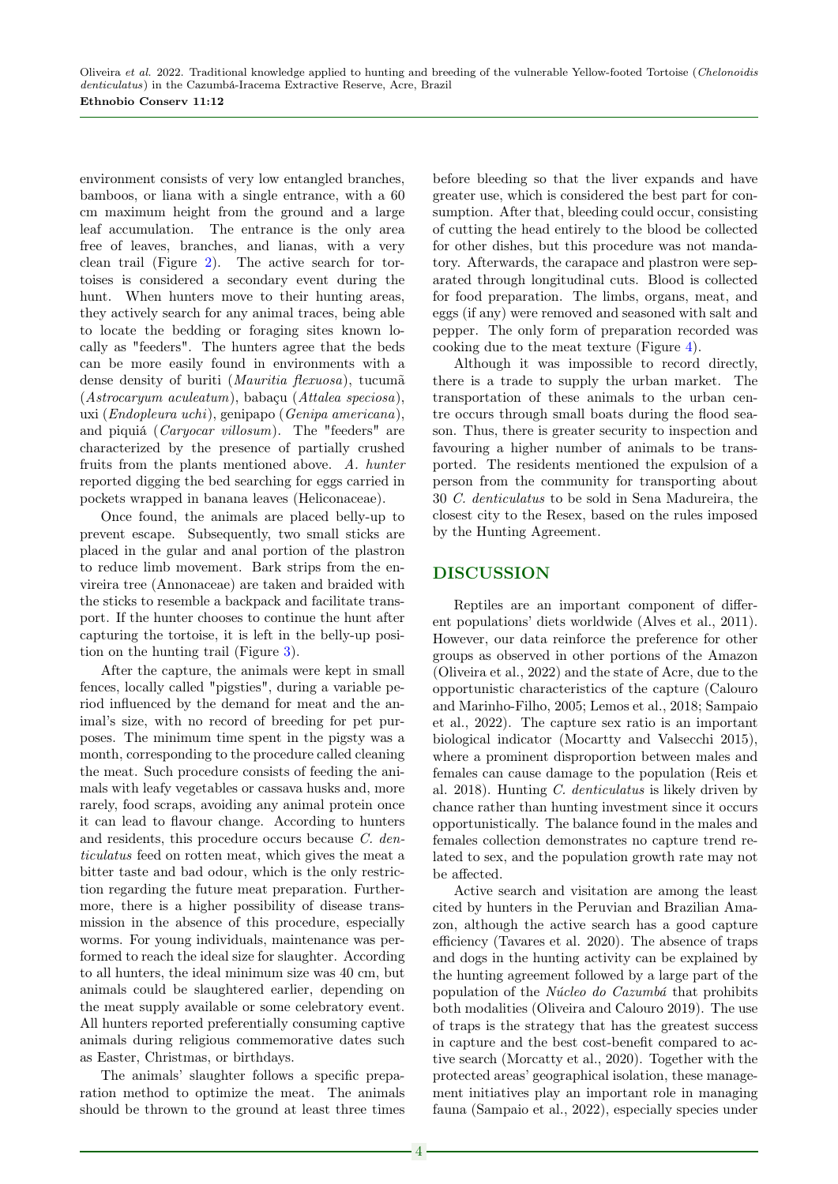environment consists of very low entangled branches, bamboos, or liana with a single entrance, with a 60 cm maximum height from the ground and a large leaf accumulation. The entrance is the only area free of leaves, branches, and lianas, with a very clean trail (Figure 2). The active search for tortoises is considered a secondary event during the hunt. When hunters move to their hunting areas, they actively search for any animal traces, being able to locate the bedding or foraging sites known locally as "feeders". The hunters agree that the beds can be more easily found in environments with a dense density of buriti (*Mauritia flexuosa*), tucumã (*Astrocaryum aculeatum*), babaçu (*Attalea speciosa*), uxi (*Endopleura uchi*), genipapo (*Genipa americana*), and piquiá (*Caryocar villosum*). The "feeders" are characterized by the presence of partially crushed fruits from the plants mentioned above. *A. hunter* reported digging the bed searching for eggs carried in pockets wrapped in banana leaves (Heliconaceae).

Once found, the animals are placed belly-up to prevent escape. Subsequently, two small sticks are placed in the gular and anal portion of the plastron to reduce limb movement. Bark strips from the envireira tree (Annonaceae) are taken and braided with the sticks to resemble a backpack and facilitate transport. If the hunter chooses to continue the hunt after capturing the tortoise, it is left in the belly-up position on the hunting trail (Figure 3).

After the capture, the animals were kept in small fences, locally called "pigsties", during a variable period influenced by the demand for meat and the animal's size, with no record of breeding for pet purposes. The minimum time spent in the pigsty was a month, corresponding to the procedure called cleaning the meat. Such procedure consists of feeding the animals with leafy vegetables or cassava husks and, more rarely, food scraps, avoiding any animal protein once it can lead to flavour change. According to hunters and residents, this procedure occurs because *C. denticulatus* feed on rotten meat, which gives the meat a bitter taste and bad odour, which is the only restriction regarding the future meat preparation. Furthermore, there is a higher possibility of disease transmission in the absence of this procedure, especially worms. For young individuals, maintenance was performed to reach the ideal size for slaughter. According to all hunters, the ideal minimum size was 40 cm, but animals could be slaughtered earlier, depending on the meat supply available or some celebratory event. All hunters reported preferentially consuming captive animals during religious commemorative dates such as Easter, Christmas, or birthdays.

The animals' slaughter follows a specific preparation method to optimize the meat. The animals should be thrown to the ground at least three times before bleeding so that the liver expands and have greater use, which is considered the best part for consumption. After that, bleeding could occur, consisting of cutting the head entirely to the blood be collected for other dishes, but this procedure was not mandatory. Afterwards, the carapace and plastron were separated through longitudinal cuts. Blood is collected for food preparation. The limbs, organs, meat, and eggs (if any) were removed and seasoned with salt and pepper. The only form of preparation recorded was cooking due to the meat texture (Figure 4).

Although it was impossible to record directly, there is a trade to supply the urban market. The transportation of these animals to the urban centre occurs through small boats during the flood season. Thus, there is greater security to inspection and favouring a higher number of animals to be transported. The residents mentioned the expulsion of a person from the community for transporting about 30 *C. denticulatus* to be sold in Sena Madureira, the closest city to the Resex, based on the rules imposed by the Hunting Agreement.

## DISCUSSION

Reptiles are an important component of different populations' diets worldwide (Alves et al., 2011). However, our data reinforce the preference for other groups as observed in other portions of the Amazon (Oliveira et al., 2022) and the state of Acre, due to the opportunistic characteristics of the capture (Calouro and Marinho-Filho, 2005; Lemos et al., 2018; Sampaio et al., 2022). The capture sex ratio is an important biological indicator (Mocartty and Valsecchi 2015), where a prominent disproportion between males and females can cause damage to the population (Reis et al. 2018). Hunting *C. denticulatus* is likely driven by chance rather than hunting investment since it occurs opportunistically. The balance found in the males and females collection demonstrates no capture trend related to sex, and the population growth rate may not be affected.

Active search and visitation are among the least cited by hunters in the Peruvian and Brazilian Amazon, although the active search has a good capture efficiency (Tavares et al. 2020). The absence of traps and dogs in the hunting activity can be explained by the hunting agreement followed by a large part of the population of the *Núcleo do Cazumbá* that prohibits both modalities (Oliveira and Calouro 2019). The use of traps is the strategy that has the greatest success in capture and the best cost-benefit compared to active search (Morcatty et al., 2020). Together with the protected areas' geographical isolation, these management initiatives play an important role in managing fauna (Sampaio et al., 2022), especially species under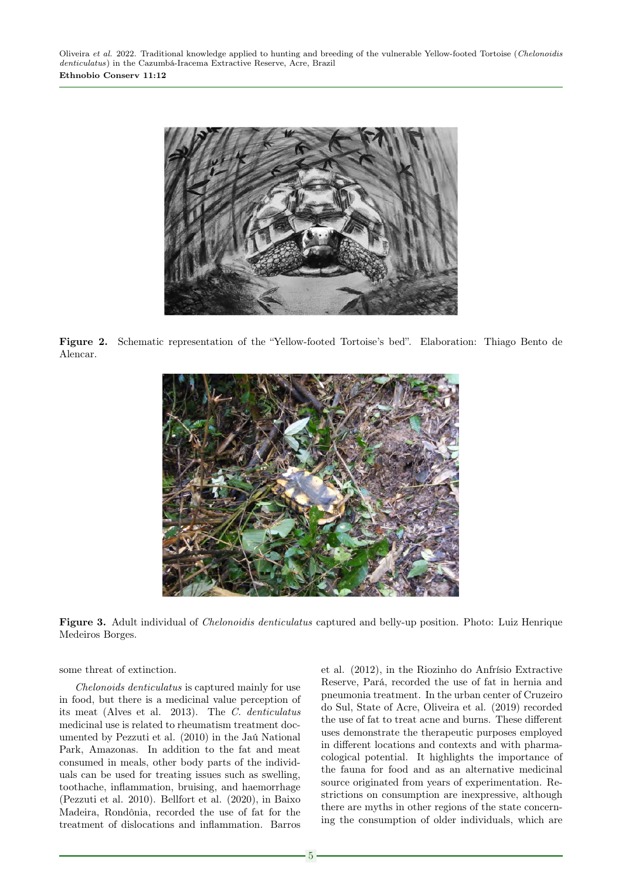**Figure 2.** Schematic representation of the "Yellow-footed Tortoise's bed". Elaboration: Thiago Bento de Alencar.

**Figure 3.** Adult individual of *Chelonoidis denticulatus* captured and belly-up position. Photo: Luiz Henrique Medeiros Borges.

some threat of extinction.

*Chelonoids denticulatus* is captured mainly for use in food, but there is a medicinal value perception of its meat (Alves et al. 2013). The *C. denticulatus* medicinal use is related to rheumatism treatment documented by Pezzuti et al. (2010) in the Jaú National Park, Amazonas. In addition to the fat and meat consumed in meals, other body parts of the individuals can be used for treating issues such as swelling, toothache, inflammation, bruising, and haemorrhage (Pezzuti et al. 2010). Bellfort et al. (2020), in Baixo Madeira, Rondônia, recorded the use of fat for the treatment of dislocations and inflammation. Barros et al. (2012), in the Riozinho do Anfrísio Extractive Reserve, Pará, recorded the use of fat in hernia and pneumonia treatment. In the urban center of Cruzeiro do Sul, State of Acre, Oliveira et al. (2019) recorded the use of fat to treat acne and burns. These different uses demonstrate the therapeutic purposes employed in different locations and contexts and with pharmacological potential. It highlights the importance of the fauna for food and as an alternative medicinal source originated from years of experimentation. Restrictions on consumption are inexpressive, although there are myths in other regions of the state concerning the consumption of older individuals, which are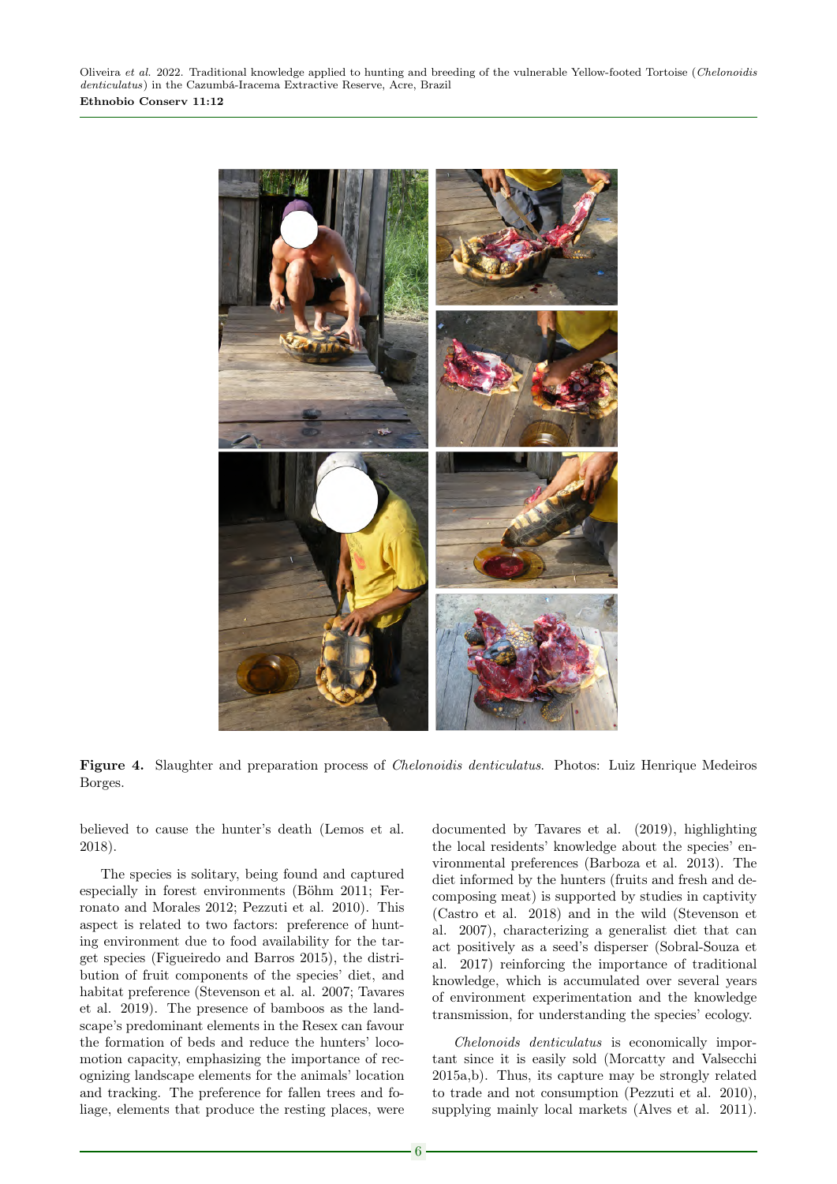**Figure 4.** Slaughter and preparation process of *Chelonoidis denticulatus*. Photos: Luiz Henrique Medeiros Borges.

believed to cause the hunter's death (Lemos et al. 2018).

The species is solitary, being found and captured especially in forest environments (Böhm 2011; Ferronato and Morales 2012; Pezzuti et al. 2010). This aspect is related to two factors: preference of hunting environment due to food availability for the target species (Figueiredo and Barros 2015), the distribution of fruit components of the species' diet, and habitat preference (Stevenson et al. al. 2007; Tavares et al. 2019). The presence of bamboos as the landscape's predominant elements in the Resex can favour the formation of beds and reduce the hunters' locomotion capacity, emphasizing the importance of recognizing landscape elements for the animals' location and tracking. The preference for fallen trees and foliage, elements that produce the resting places, were documented by Tavares et al. (2019), highlighting the local residents' knowledge about the species' environmental preferences (Barboza et al. 2013). The diet informed by the hunters (fruits and fresh and decomposing meat) is supported by studies in captivity (Castro et al. 2018) and in the wild (Stevenson et al. 2007), characterizing a generalist diet that can act positively as a seed's disperser (Sobral-Souza et al. 2017) reinforcing the importance of traditional knowledge, which is accumulated over several years of environment experimentation and the knowledge transmission, for understanding the species' ecology.

*Chelonoids denticulatus* is economically important since it is easily sold (Morcatty and Valsecchi 2015a,b). Thus, its capture may be strongly related to trade and not consumption (Pezzuti et al. 2010), supplying mainly local markets (Alves et al. 2011).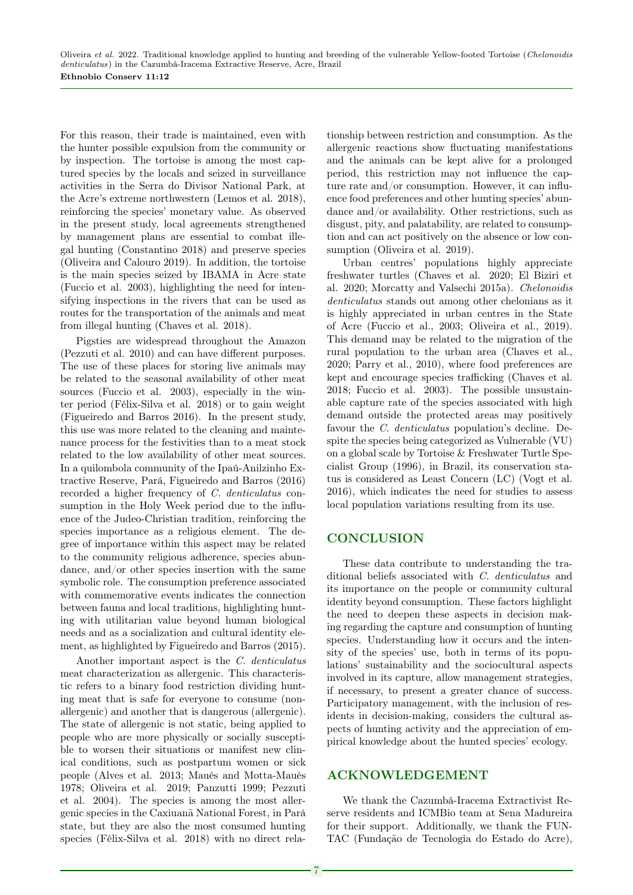For this reason, their trade is maintained, even with the hunter possible expulsion from the community or by inspection. The tortoise is among the most captured species by the locals and seized in surveillance activities in the Serra do Divisor National Park, at the Acre's extreme northwestern (Lemos et al. 2018), reinforcing the species' monetary value. As observed in the present study, local agreements strengthened by management plans are essential to combat illegal hunting (Constantino 2018) and preserve species (Oliveira and Calouro 2019). In addition, the tortoise is the main species seized by IBAMA in Acre state (Fuccio et al. 2003), highlighting the need for intensifying inspections in the rivers that can be used as routes for the transportation of the animals and meat from illegal hunting (Chaves et al. 2018).

Pigsties are widespread throughout the Amazon (Pezzuti et al. 2010) and can have different purposes. The use of these places for storing live animals may be related to the seasonal availability of other meat sources (Fuccio et al. 2003), especially in the winter period (Félix-Silva et al. 2018) or to gain weight (Figueiredo and Barros 2016). In the present study, this use was more related to the cleaning and maintenance process for the festivities than to a meat stock related to the low availability of other meat sources. In a quilombola community of the Ipaú-Anilzinho Extractive Reserve, Pará, Figueiredo and Barros (2016) recorded a higher frequency of *C. denticulatus* consumption in the Holy Week period due to the influence of the Judeo-Christian tradition, reinforcing the species importance as a religious element. The degree of importance within this aspect may be related to the community religious adherence, species abundance, and/or other species insertion with the same symbolic role. The consumption preference associated with commemorative events indicates the connection between fauna and local traditions, highlighting hunting with utilitarian value beyond human biological needs and as a socialization and cultural identity element, as highlighted by Figueiredo and Barros (2015).

Another important aspect is the *C. denticulatus* meat characterization as allergenic. This characteristic refers to a binary food restriction dividing hunting meat that is safe for everyone to consume (non-allergenic) and another that is dangerous (allergenic). The state of allergenic is not static, being applied to people who are more physically or socially susceptible to worsen their situations or manifest new clinical conditions, such as postpartum women or sick people (Alves et al. 2013; Maués and Motta-Maués 1978; Oliveira et al. 2019; Panzutti 1999; Pezzuti et al. 2004). The species is among the most allergenic species in the Caxiuanã National Forest, in Pará state, but they are also the most consumed hunting species (Félix-Silva et al. 2018) with no direct relationship between restriction and consumption. As the allergenic reactions show fluctuating manifestations and the animals can be kept alive for a prolonged period, this restriction may not influence the capture rate and/or consumption. However, it can influence food preferences and other hunting species' abundance and/or availability. Other restrictions, such as disgust, pity, and palatability, are related to consumption and can act positively on the absence or low consumption (Oliveira et al. 2019).

Urban centres' populations highly appreciate freshwater turtles (Chaves et al. 2020; El Biziri et al. 2020; Morcatty and Valsechi 2015a). *Chelonoidis denticulatus* stands out among other chelonians as it is highly appreciated in urban centres in the State of Acre (Fuccio et al., 2003; Oliveira et al., 2019). This demand may be related to the migration of the rural population to the urban area (Chaves et al., 2020; Parry et al., 2010), where food preferences are kept and encourage species trafficking (Chaves et al. 2018; Fuccio et al. 2003). The possible unsustainable capture rate of the species associated with high demand outside the protected areas may positively favour the *C. denticulatus* population's decline. Despite the species being categorized as Vulnerable (VU) on a global scale by Tortoise & Freshwater Turtle Specialist Group (1996), in Brazil, its conservation status is considered as Least Concern (LC) (Vogt et al. 2016), which indicates the need for studies to assess local population variations resulting from its use.

## CONCLUSION

These data contribute to understanding the traditional beliefs associated with *C. denticulatus* and its importance on the people or community cultural identity beyond consumption. These factors highlight the need to deepen these aspects in decision making regarding the capture and consumption of hunting species. Understanding how it occurs and the intensity of the species' use, both in terms of its populations' sustainability and the sociocultural aspects involved in its capture, allow management strategies, if necessary, to present a greater chance of success. Participatory management, with the inclusion of residents in decision-making, considers the cultural aspects of hunting activity and the appreciation of empirical knowledge about the hunted species' ecology.

## ACKNOWLEDGEMENT

We thank the Cazumbá-Iracema Extractivist Reserve residents and ICMBio team at Sena Madureira for their support. Additionally, we thank the FUNTAC (Fundação de Tecnologia do Estado do Acre),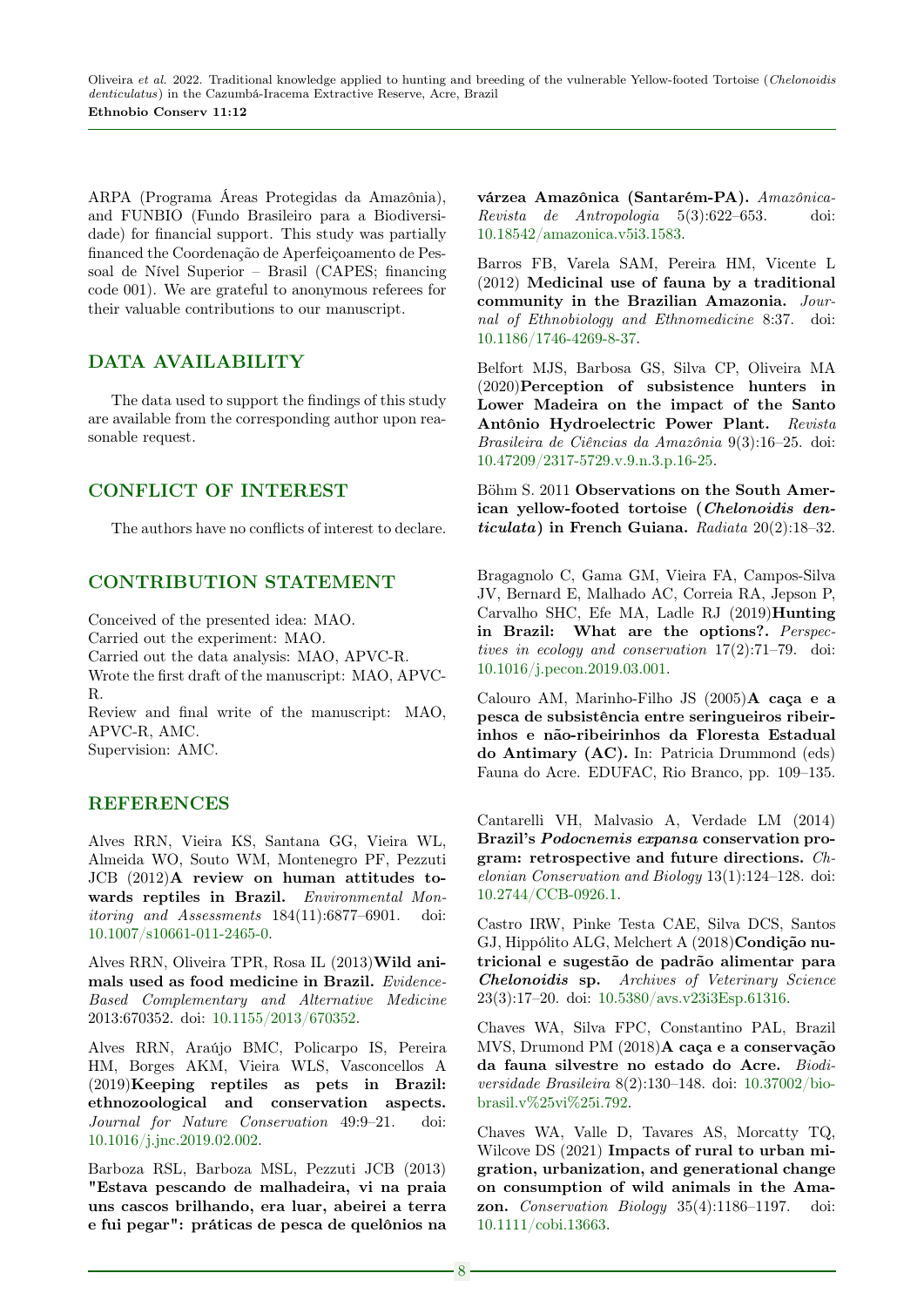ARPA (Programa Áreas Protegidas da Amazônia), and FUNBIO (Fundo Brasileiro para a Biodiversidade) for financial support. This study was partially financed the Coordenação de Aperfeiçoamento de Pessoal de Nível Superior – Brasil (CAPES; financing code 001). We are grateful to anonymous referees for their valuable contributions to our manuscript.

## DATA AVAILABILITY

The data used to support the findings of this study are available from the corresponding author upon reasonable request.

## CONFLICT OF INTEREST

The authors have no conflicts of interest to declare.

## CONTRIBUTION STATEMENT

Conceived of the presented idea: MAO.
Carried out the experiment: MAO.
Carried out the data analysis: MAO, APVC-R.
Wrote the first draft of the manuscript: MAO, APVC-R.
Review and final write of the manuscript: MAO, APVC-R, AMC.
Supervision: AMC.

## REFERENCES

Alves RRN, Vieira KS, Santana GG, Vieira WL, Almeida WO, Souto WM, Montenegro PF, Pezzuti JCB (2012)**A review on human attitudes towards reptiles in Brazil.** *Environmental Monitoring and Assessments* 184(11):6877–6901. doi: 10.1007/s10661-011-2465-0.

Alves RRN, Oliveira TPR, Rosa IL (2013)**Wild animals used as food medicine in Brazil.** *Evidence-Based Complementary and Alternative Medicine* 2013:670352. doi: 10.1155/2013/670352.

Alves RRN, Araújo BMC, Policarpo IS, Pereira HM, Borges AKM, Vieira WLS, Vasconcellos A (2019)**Keeping reptiles as pets in Brazil: ethnozoological and conservation aspects.** *Journal for Nature Conservation* 49:9–21. doi: 10.1016/j.jnc.2019.02.002.

Barboza RSL, Barboza MSL, Pezzuti JCB (2013) **"Estava pescando de malhadeira, vi na praia uns cascos brilhando, era luar, abeirei a terra e fui pegar": práticas de pesca de quelônios na várzea Amazônica (Santarém-PA).** *Amazônica-Revista de Antropologia* 5(3):622–653. doi: 10.18542/amazonica.v5i3.1583.

Barros FB, Varela SAM, Pereira HM, Vicente L (2012) **Medicinal use of fauna by a traditional community in the Brazilian Amazonia.** *Journal of Ethnobiology and Ethnomedicine* 8:37. doi: 10.1186/1746-4269-8-37.

Belfort MJS, Barbosa GS, Silva CP, Oliveira MA (2020)**Perception of subsistence hunters in Lower Madeira on the impact of the Santo Antônio Hydroelectric Power Plant.** *Revista Brasileira de Ciências da Amazônia* 9(3):16–25. doi: 10.47209/2317-5729.v.9.n.3.p.16-25.

Böhm S. 2011 **Observations on the South American yellow-footed tortoise (*Chelonoidis denticulata*) in French Guiana.** *Radiata* 20(2):18–32.

Bragagnolo C, Gama GM, Vieira FA, Campos-Silva JV, Bernard E, Malhado AC, Correia RA, Jepson P, Carvalho SHC, Efe MA, Ladle RJ (2019)**Hunting in Brazil: What are the options?.** *Perspectives in ecology and conservation* 17(2):71–79. doi: 10.1016/j.pecon.2019.03.001.

Calouro AM, Marinho-Filho JS (2005)**A caça e a pesca de subsistência entre seringueiros ribeirinhos e não-ribeirinhos da Floresta Estadual do Antimary (AC).** In: Patricia Drummond (eds) Fauna do Acre. EDUFAC, Rio Branco, pp. 109–135.

Cantarelli VH, Malvasio A, Verdade LM (2014) **Brazil's *Podocnemis expansa* conservation program: retrospective and future directions.** *Chelonian Conservation and Biology* 13(1):124–128. doi: 10.2744/CCB-0926.1.

Castro IRW, Pinke Testa CAE, Silva DCS, Santos GJ, Hippólito ALG, Melchert A (2018)**Condição nutricional e sugestão de padrão alimentar para *Chelonoidis* sp.** *Archives of Veterinary Science* 23(3):17–20. doi: 10.5380/avs.v23i3Esp.61316.

Chaves WA, Silva FPC, Constantino PAL, Brazil MVS, Drumond PM (2018)**A caça e a conservação da fauna silvestre no estado do Acre.** *Biodiversidade Brasileira* 8(2):130–148. doi: 10.37002/biobrasil.v%25vi%25i.792.

Chaves WA, Valle D, Tavares AS, Morcatty TQ, Wilcove DS (2021) **Impacts of rural to urban migration, urbanization, and generational change on consumption of wild animals in the Amazon.** *Conservation Biology* 35(4):1186–1197. doi: 10.1111/cobi.13663.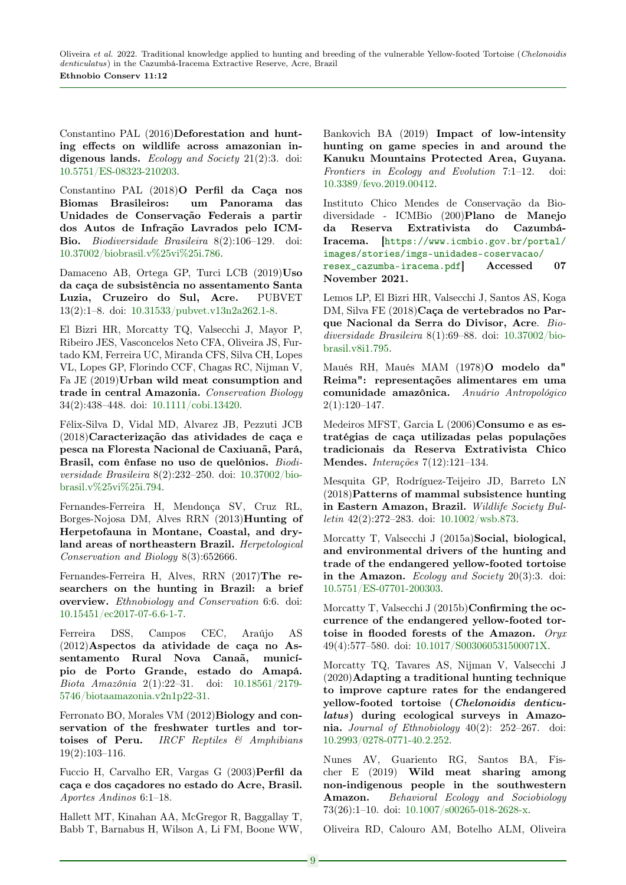Constantino PAL (2016)**Deforestation and hunting effects on wildlife across amazonian indigenous lands.** *Ecology and Society* 21(2):3. doi: 10.5751/ES-08323-210203.

Constantino PAL (2018)**O Perfil da Caça nos Biomas Brasileiros: um Panorama das Unidades de Conservação Federais a partir dos Autos de Infração Lavrados pelo ICMBio.** *Biodiversidade Brasileira* 8(2):106–129. doi: 10.37002/biobrasil.v%25vi%25i.786.

Damaceno AB, Ortega GP, Turci LCB (2019)**Uso da caça de subsistência no assentamento Santa Luzia, Cruzeiro do Sul, Acre.** PUBVET 13(2):1–8. doi: 10.31533/pubvet.v13n2a262.1-8.

El Bizri HR, Morcatty TQ, Valsecchi J, Mayor P, Ribeiro JES, Vasconcelos Neto CFA, Oliveira JS, Furtado KM, Ferreira UC, Miranda CFS, Silva CH, Lopes VL, Lopes GP, Florindo CCF, Chagas RC, Nijman V, Fa JE (2019)**Urban wild meat consumption and trade in central Amazonia.** *Conservation Biology* 34(2):438–448. doi: 10.1111/cobi.13420.

Félix-Silva D, Vidal MD, Alvarez JB, Pezzuti JCB (2018)**Caracterização das atividades de caça e pesca na Floresta Nacional de Caxiuanã, Pará, Brasil, com ênfase no uso de quelônios.** *Biodiversidade Brasileira* 8(2):232–250. doi: 10.37002/biobrasil.v%25vi%25i.794.

Fernandes-Ferreira H, Mendonça SV, Cruz RL, Borges-Nojosa DM, Alves RRN (2013)**Hunting of Herpetofauna in Montane, Coastal, and dryland areas of northeastern Brazil.** *Herpetological Conservation and Biology* 8(3):652666.

Fernandes-Ferreira H, Alves, RRN (2017)**The researchers on the hunting in Brazil: a brief overview.** *Ethnobiology and Conservation* 6:6. doi: 10.15451/ec2017-07-6.6-1-7.

Ferreira DSS, Campos CEC, Araújo AS (2012)**Aspectos da atividade de caça no Assentamento Rural Nova Canaã, município de Porto Grande, estado do Amapá.** *Biota Amazônia* 2(1):22–31. doi: 10.18561/2179-5746/biotaamazonia.v2n1p22-31.

Ferronato BO, Morales VM (2012)**Biology and conservation of the freshwater turtles and tortoises of Peru.** *IRCF Reptiles & Amphibians* 19(2):103–116.

Fuccio H, Carvalho ER, Vargas G (2003)**Perfil da caça e dos caçadores no estado do Acre, Brasil.** *Aportes Andinos* 6:1–18.

Hallett MT, Kinahan AA, McGregor R, Baggallay T, Babb T, Barnabus H, Wilson A, Li FM, Boone WW, Bankovich BA (2019) **Impact of low-intensity hunting on game species in and around the Kanuku Mountains Protected Area, Guyana.** *Frontiers in Ecology and Evolution* 7:1–12. doi: 10.3389/fevo.2019.00412.

Instituto Chico Mendes de Conservação da Biodiversidade - ICMBio (200)**Plano de Manejo da Reserva Extrativista do Cazumbá-Iracema. [https://www.icmbio.gov.br/portal/images/stories/imgs-unidades-coservacao/resex_cazumba-iracema.pdf] Accessed 07 November 2021.**

Lemos LP, El Bizri HR, Valsecchi J, Santos AS, Koga DM, Silva FE (2018)**Caça de vertebrados no Parque Nacional da Serra do Divisor, Acre**. *Biodiversidade Brasileira* 8(1):69–88. doi: 10.37002/biobrasil.v8i1.795.

Maués RH, Maués MAM (1978)**O modelo da" Reima": representações alimentares em uma comunidade amazônica.** *Anuário Antropológico* 2(1):120–147.

Medeiros MFST, Garcia L (2006)**Consumo e as estratégias de caça utilizadas pelas populações tradicionais da Reserva Extrativista Chico Mendes.** *Interações* 7(12):121–134.

Mesquita GP, Rodríguez-Teijeiro JD, Barreto LN (2018)**Patterns of mammal subsistence hunting in Eastern Amazon, Brazil.** *Wildlife Society Bulletin* 42(2):272–283. doi: 10.1002/wsb.873.

Morcatty T, Valsecchi J (2015a)**Social, biological, and environmental drivers of the hunting and trade of the endangered yellow-footed tortoise in the Amazon.** *Ecology and Society* 20(3):3. doi: 10.5751/ES-07701-200303.

Morcatty T, Valsecchi J (2015b)**Confirming the occurrence of the endangered yellow-footed tortoise in flooded forests of the Amazon.** *Oryx* 49(4):577–580. doi: 10.1017/S003060531500071X.

Morcatty TQ, Tavares AS, Nijman V, Valsecchi J (2020)**Adapting a traditional hunting technique to improve capture rates for the endangered yellow-footed tortoise (*Chelonoidis denticulatus*) during ecological surveys in Amazonia.** *Journal of Ethnobiology* 40(2): 252–267. doi: 10.2993/0278-0771-40.2.252.

Nunes AV, Guariento RG, Santos BA, Fischer E (2019) **Wild meat sharing among non-indigenous people in the southwestern Amazon.** *Behavioral Ecology and Sociobiology* 73(26):1–10. doi: 10.1007/s00265-018-2628-x.

Oliveira RD, Calouro AM, Botelho ALM, Oliveira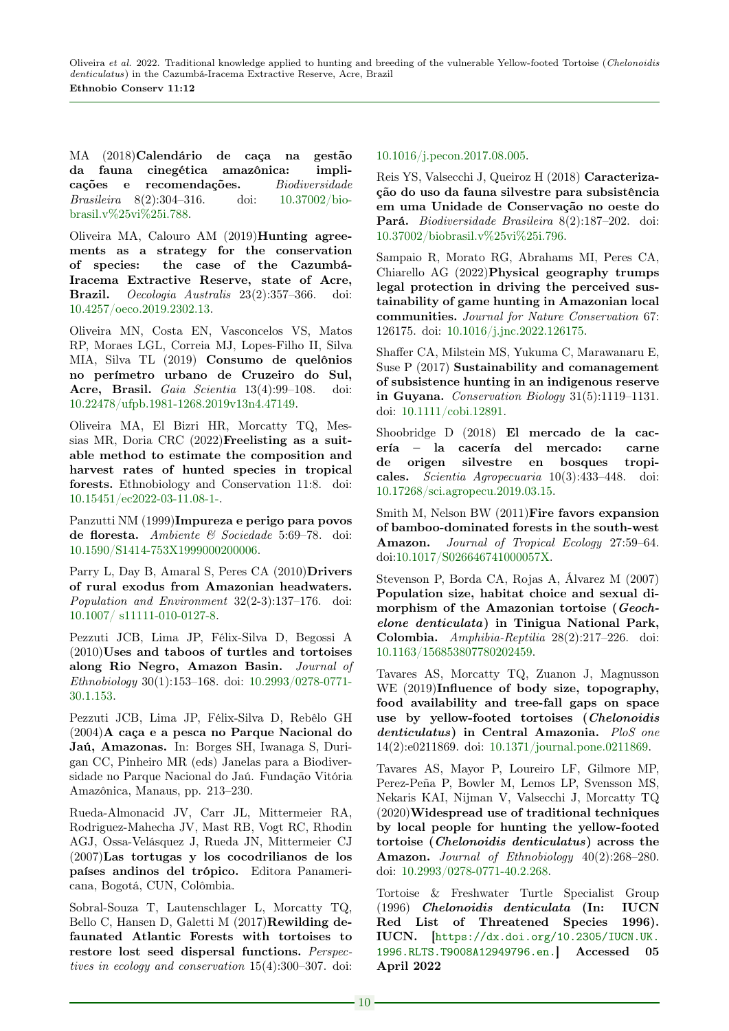MA (2018)**Calendário de caça na gestão da fauna cinegética amazônica: implicações e recomendações.** *Biodiversidade Brasileira* 8(2):304–316. doi: 10.37002/biobrasil.v%25vi%25i.788.

Oliveira MA, Calouro AM (2019)**Hunting agreements as a strategy for the conservation of species: the case of the Cazumbá-Iracema Extractive Reserve, state of Acre, Brazil.** *Oecologia Australis* 23(2):357–366. doi: 10.4257/oeco.2019.2302.13.

Oliveira MN, Costa EN, Vasconcelos VS, Matos RP, Moraes LGL, Correia MJ, Lopes-Filho II, Silva MIA, Silva TL (2019) **Consumo de quelônios no perímetro urbano de Cruzeiro do Sul, Acre, Brasil.** *Gaia Scientia* 13(4):99–108. doi: 10.22478/ufpb.1981-1268.2019v13n4.47149.

Oliveira MA, El Bizri HR, Morcatty TQ, Messias MR, Doria CRC (2022)**Freelisting as a suitable method to estimate the composition and harvest rates of hunted species in tropical forests.** Ethnobiology and Conservation 11:8. doi: 10.15451/ec2022-03-11.08-1-.

Panzutti NM (1999)**Impureza e perigo para povos de floresta.** *Ambiente & Sociedade* 5:69–78. doi: 10.1590/S1414-753X1999000200006.

Parry L, Day B, Amaral S, Peres CA (2010)**Drivers of rural exodus from Amazonian headwaters.** *Population and Environment* 32(2-3):137–176. doi: 10.1007/ s11111-010-0127-8.

Pezzuti JCB, Lima JP, Félix-Silva D, Begossi A (2010)**Uses and taboos of turtles and tortoises along Rio Negro, Amazon Basin.** *Journal of Ethnobiology* 30(1):153–168. doi: 10.2993/0278-0771-30.1.153.

Pezzuti JCB, Lima JP, Félix-Silva D, Rebêlo GH (2004)**A caça e a pesca no Parque Nacional do Jaú, Amazonas.** In: Borges SH, Iwanaga S, Durigan CC, Pinheiro MR (eds) Janelas para a Biodiversidade no Parque Nacional do Jaú. Fundação Vitória Amazônica, Manaus, pp. 213–230.

Rueda-Almonacid JV, Carr JL, Mittermeier RA, Rodriguez-Mahecha JV, Mast RB, Vogt RC, Rhodin AGJ, Ossa-Velásquez J, Rueda JN, Mittermeier CJ (2007)**Las tortugas y los cocodrilianos de los países andinos del trópico.** Editora Panamericana, Bogotá, CUN, Colômbia.

Sobral-Souza T, Lautenschlager L, Morcatty TQ, Bello C, Hansen D, Galetti M (2017)**Rewilding defaunated Atlantic Forests with tortoises to restore lost seed dispersal functions.** *Perspectives in ecology and conservation* 15(4):300–307. doi: 10.1016/j.pecon.2017.08.005.

Reis YS, Valsecchi J, Queiroz H (2018) **Caracterização do uso da fauna silvestre para subsistência em uma Unidade de Conservação no oeste do Pará.** *Biodiversidade Brasileira* 8(2):187–202. doi: 10.37002/biobrasil.v%25vi%25i.796.

Sampaio R, Morato RG, Abrahams MI, Peres CA, Chiarello AG (2022)**Physical geography trumps legal protection in driving the perceived sustainability of game hunting in Amazonian local communities.** *Journal for Nature Conservation* 67: 126175. doi: 10.1016/j.jnc.2022.126175.

Shaffer CA, Milstein MS, Yukuma C, Marawanaru E, Suse P (2017) **Sustainability and comanagement of subsistence hunting in an indigenous reserve in Guyana.** *Conservation Biology* 31(5):1119–1131. doi: 10.1111/cobi.12891.

Shoobridge D (2018) **El mercado de la cacería – la cacería del mercado: carne de origen silvestre en bosques tropicales.** *Scientia Agropecuaria* 10(3):433–448. doi: 10.17268/sci.agropecu.2019.03.15.

Smith M, Nelson BW (2011)**Fire favors expansion of bamboo-dominated forests in the south-west Amazon.** *Journal of Tropical Ecology* 27:59–64. doi:10.1017/S026646741000057X.

Stevenson P, Borda CA, Rojas A, Álvarez M (2007) **Population size, habitat choice and sexual dimorphism of the Amazonian tortoise (*Geochelone denticulata*) in Tinigua National Park, Colombia.** *Amphibia-Reptilia* 28(2):217–226. doi: 10.1163/156853807780202459.

Tavares AS, Morcatty TQ, Zuanon J, Magnusson WE (2019)**Influence of body size, topography, food availability and tree-fall gaps on space use by yellow-footed tortoises (*Chelonoidis denticulatus*) in Central Amazonia.** *PloS one* 14(2):e0211869. doi: 10.1371/journal.pone.0211869.

Tavares AS, Mayor P, Loureiro LF, Gilmore MP, Perez-Peña P, Bowler M, Lemos LP, Svensson MS, Nekaris KAI, Nijman V, Valsecchi J, Morcatty TQ (2020)**Widespread use of traditional techniques by local people for hunting the yellow-footed tortoise (*Chelonoidis denticulatus*) across the Amazon.** *Journal of Ethnobiology* 40(2):268–280. doi: 10.2993/0278-0771-40.2.268.

Tortoise & Freshwater Turtle Specialist Group (1996) ***Chelonoidis denticulata* (In: IUCN Red List of Threatened Species 1996). IUCN. [`https://dx.doi.org/10.2305/IUCN.UK.1996.RLTS.T9008A12949796.en`.] Accessed 05 April 2022**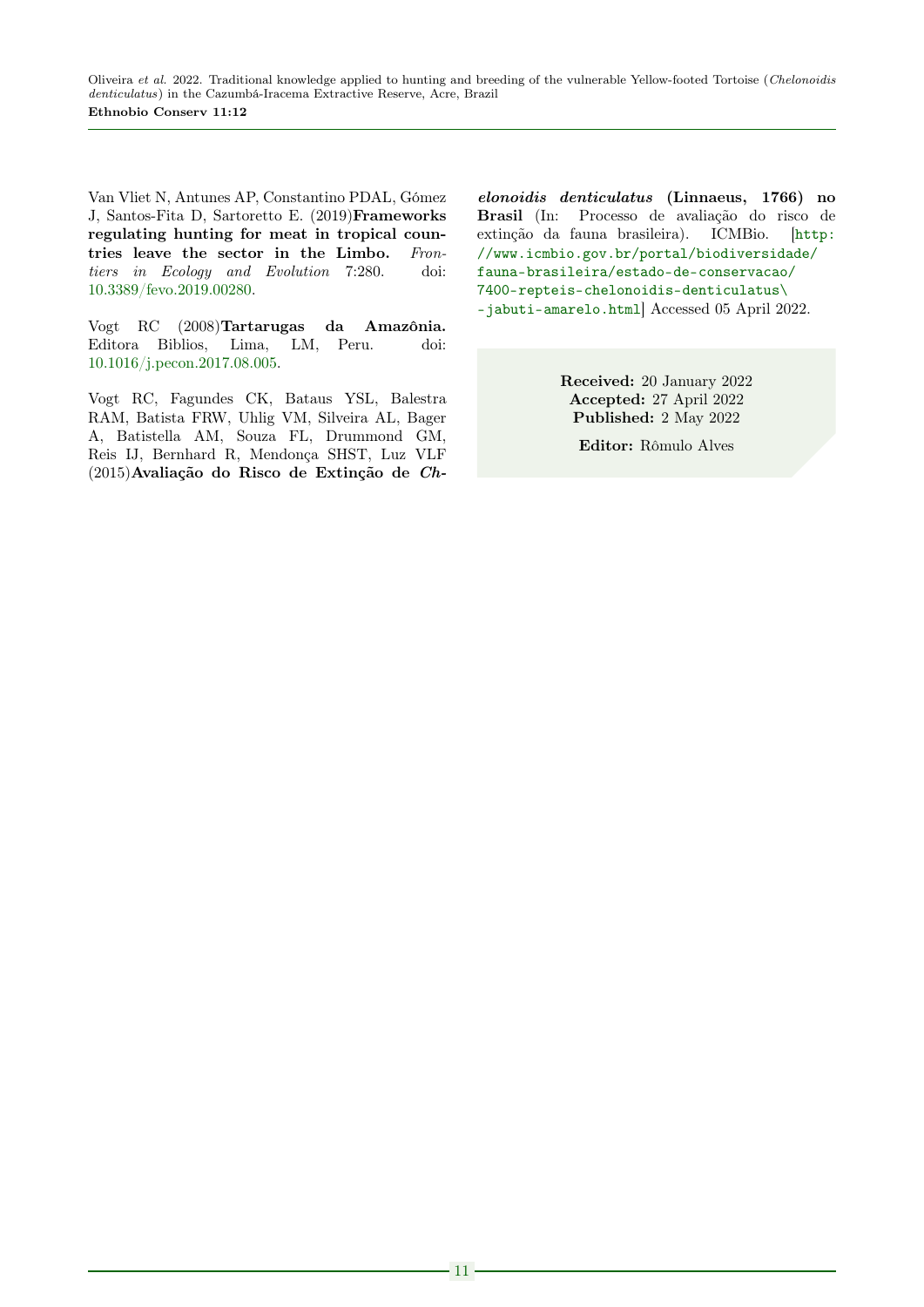Van Vliet N, Antunes AP, Constantino PDAL, Gómez J, Santos-Fita D, Sartoretto E. (2019)**Frameworks regulating hunting for meat in tropical countries leave the sector in the Limbo.** *Frontiers in Ecology and Evolution* 7:280. doi: 10.3389/fevo.2019.00280.

Vogt RC (2008)**Tartarugas da Amazônia.** Editora Biblios, Lima, LM, Peru. doi: 10.1016/j.pecon.2017.08.005.

Vogt RC, Fagundes CK, Bataus YSL, Balestra RAM, Batista FRW, Uhlig VM, Silveira AL, Bager A, Batistella AM, Souza FL, Drummond GM, Reis IJ, Bernhard R, Mendonça SHST, Luz VLF (2015)**Avaliação do Risco de Extinção de *Chelonoidis denticulatus* (Linnaeus, 1766) no Brasil** (In: Processo de avaliação do risco de extinção da fauna brasileira). ICMBio. [http://www.icmbio.gov.br/portal/biodiversidade/fauna-brasileira/estado-de-conservacao/7400-repteis-chelonoidis-denticulatus\-jabuti-amarelo.html] Accessed 05 April 2022.

**Received:** 20 January 2022
**Accepted:** 27 April 2022
**Published:** 2 May 2022

**Editor:** Rômulo Alves